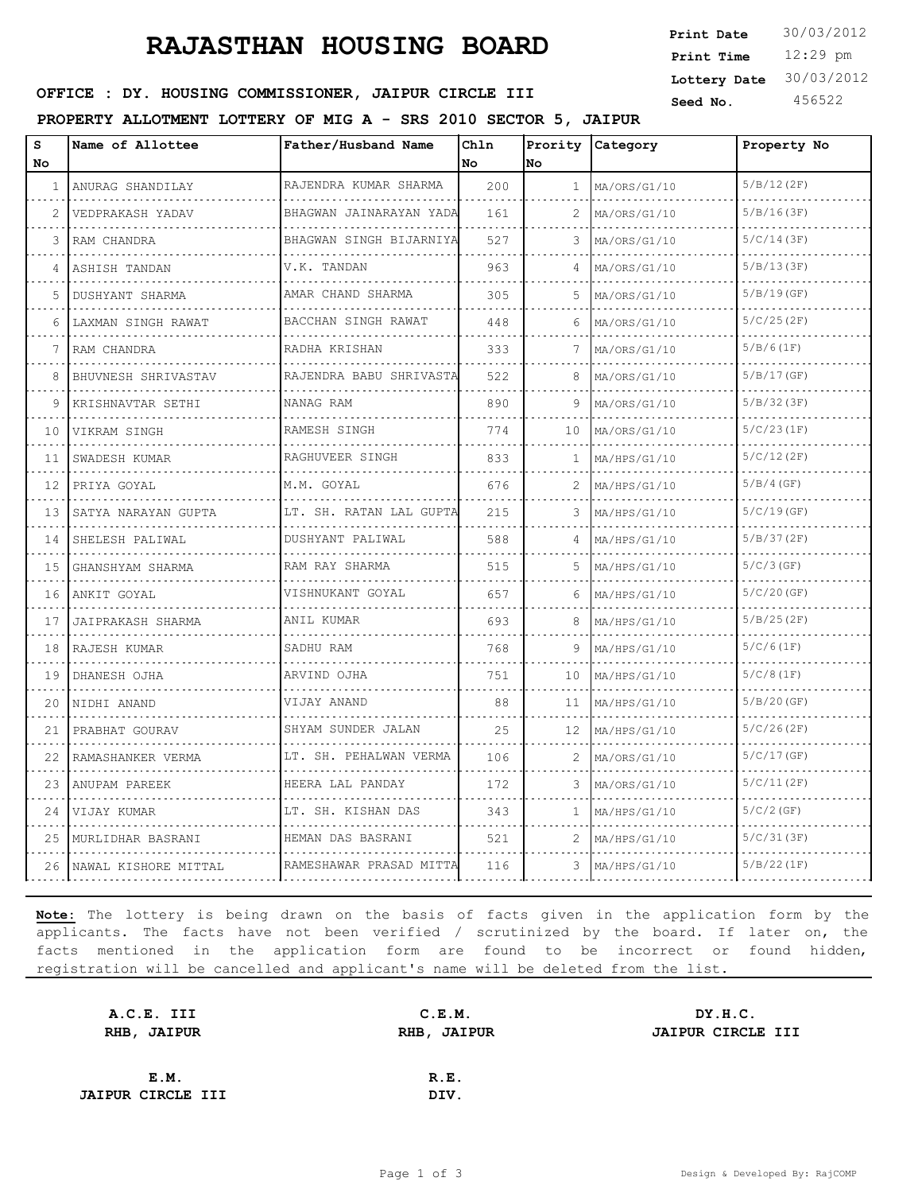# RAJASTHAN HOUSING BOARD

**Print Date** 30/03/2012
**Print Time** 12:29 pm
**Lottery Date** 30/03/2012
**Seed No.** 456522

**OFFICE : DY. HOUSING COMMISSIONER, JAIPUR CIRCLE III**

**PROPERTY ALLOTMENT LOTTERY OF MIG A - SRS 2010 SECTOR 5, JAIPUR**

| S No | Name of Allottee | Father/Husband Name | Chln No | Prority No | Category | Property No |
|---|---|---|---|---|---|---|
| 1 | ANURAG SHANDILAY | RAJENDRA KUMAR SHARMA | 200 | 1 | MA/ORS/G1/10 | 5/B/12(2F) |
| 2 | VEDPRAKASH YADAV | BHAGWAN JAINARAYAN YADA | 161 | 2 | MA/ORS/G1/10 | 5/B/16(3F) |
| 3 | RAM CHANDRA | BHAGWAN SINGH BIJARNIYA | 527 | 3 | MA/ORS/G1/10 | 5/C/14(3F) |
| 4 | ASHISH TANDAN | V.K. TANDAN | 963 | 4 | MA/ORS/G1/10 | 5/B/13(3F) |
| 5 | DUSHYANT SHARMA | AMAR CHAND SHARMA | 305 | 5 | MA/ORS/G1/10 | 5/B/19(GF) |
| 6 | LAXMAN SINGH RAWAT | BACCHAN SINGH RAWAT | 448 | 6 | MA/ORS/G1/10 | 5/C/25(2F) |
| 7 | RAM CHANDRA | RADHA KRISHAN | 333 | 7 | MA/ORS/G1/10 | 5/B/6(1F) |
| 8 | BHUVNESH SHRIVASTAV | RAJENDRA BABU SHRIVASTA | 522 | 8 | MA/ORS/G1/10 | 5/B/17(GF) |
| 9 | KRISHNAVTAR SETHI | NANAG RAM | 890 | 9 | MA/ORS/G1/10 | 5/B/32(3F) |
| 10 | VIKRAM SINGH | RAMESH SINGH | 774 | 10 | MA/ORS/G1/10 | 5/C/23(1F) |
| 11 | SWADESH KUMAR | RAGHUVEER SINGH | 833 | 1 | MA/HPS/G1/10 | 5/C/12(2F) |
| 12 | PRIYA GOYAL | M.M. GOYAL | 676 | 2 | MA/HPS/G1/10 | 5/B/4(GF) |
| 13 | SATYA NARAYAN GUPTA | LT. SH. RATAN LAL GUPTA | 215 | 3 | MA/HPS/G1/10 | 5/C/19(GF) |
| 14 | SHELESH PALIWAL | DUSHYANT PALIWAL | 588 | 4 | MA/HPS/G1/10 | 5/B/37(2F) |
| 15 | GHANSHYAM SHARMA | RAM RAY SHARMA | 515 | 5 | MA/HPS/G1/10 | 5/C/3(GF) |
| 16 | ANKIT GOYAL | VISHNUKANT GOYAL | 657 | 6 | MA/HPS/G1/10 | 5/C/20(GF) |
| 17 | JAIPRAKASH SHARMA | ANIL KUMAR | 693 | 8 | MA/HPS/G1/10 | 5/B/25(2F) |
| 18 | RAJESH KUMAR | SADHU RAM | 768 | 9 | MA/HPS/G1/10 | 5/C/6(1F) |
| 19 | DHANESH OJHA | ARVIND OJHA | 751 | 10 | MA/HPS/G1/10 | 5/C/8(1F) |
| 20 | NIDHI ANAND | VIJAY ANAND | 88 | 11 | MA/HPS/G1/10 | 5/B/20(GF) |
| 21 | PRABHAT GOURAV | SHYAM SUNDER JALAN | 25 | 12 | MA/HPS/G1/10 | 5/C/26(2F) |
| 22 | RAMASHANKER VERMA | LT. SH. PEHALWAN VERMA | 106 | 2 | MA/ORS/G1/10 | 5/C/17(GF) |
| 23 | ANUPAM PAREEK | HEERA LAL PANDAY | 172 | 3 | MA/ORS/G1/10 | 5/C/11(2F) |
| 24 | VIJAY KUMAR | LT. SH. KISHAN DAS | 343 | 1 | MA/HPS/G1/10 | 5/C/2(GF) |
| 25 | MURLIDHAR BASRANI | HEMAN DAS BASRANI | 521 | 2 | MA/HPS/G1/10 | 5/C/31(3F) |
| 26 | NAWAL KISHORE MITTAL | RAMESHAWAR PRASAD MITTA | 116 | 3 | MA/HPS/G1/10 | 5/B/22(1F) |

**Note:** The lottery is being drawn on the basis of facts given in the application form by the applicants. The facts have not been verified / scrutinized by the board. If later on, the facts mentioned in the application form are found to be incorrect or found hidden, registration will be cancelled and applicant's name will be deleted from the list.

**A.C.E. III**
**RHB, JAIPUR**

**C.E.M.**
**RHB, JAIPUR**

**DY.H.C.**
**JAIPUR CIRCLE III**

**E.M.**
**JAIPUR CIRCLE III**

**R.E.**
**DIV.**

Design & Developed By: RajCOMP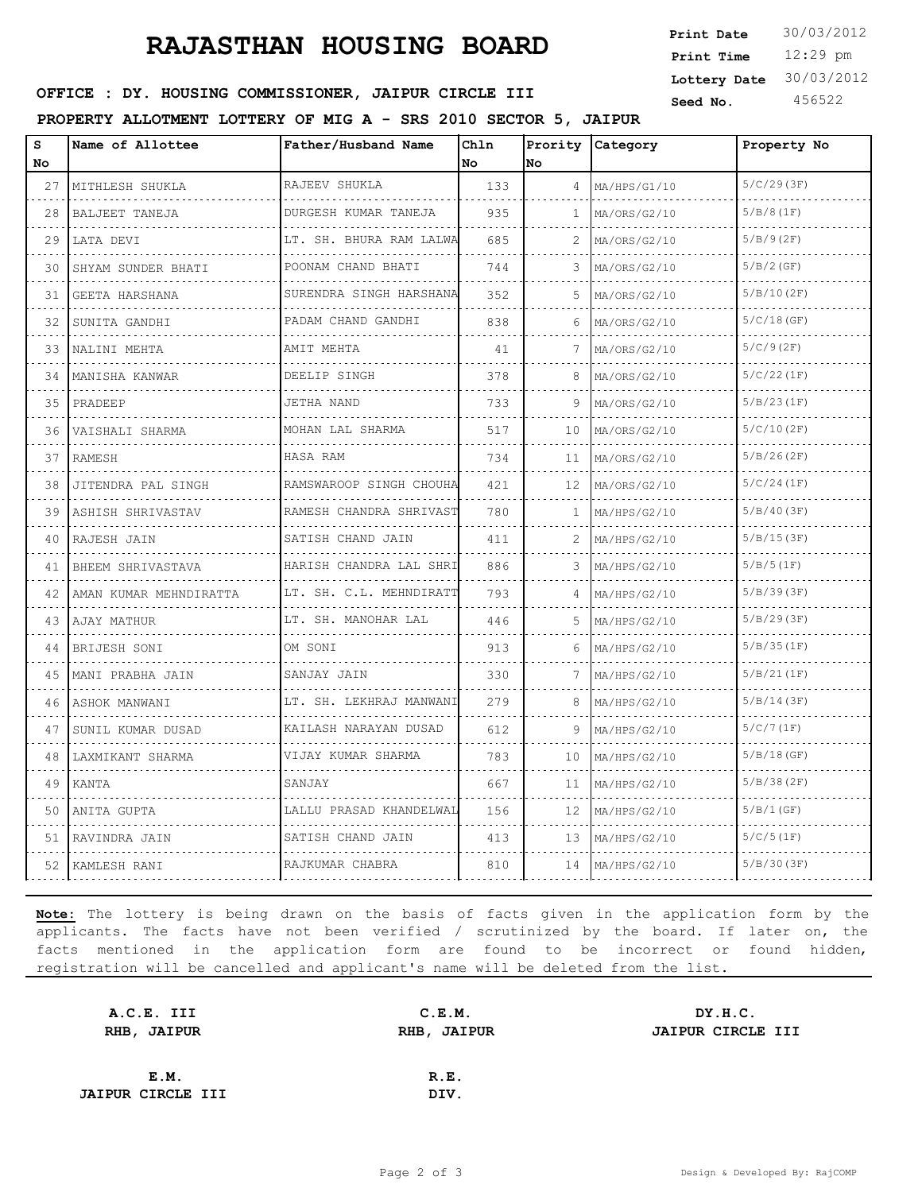# RAJASTHAN HOUSING BOARD

**Print Date** 30/03/2012
**Print Time** 12:29 pm
**Lottery Date** 30/03/2012
**Seed No.** 456522

**OFFICE : DY. HOUSING COMMISSIONER, JAIPUR CIRCLE III**

**PROPERTY ALLOTMENT LOTTERY OF MIG A - SRS 2010 SECTOR 5, JAIPUR**

| S No | Name of Allottee | Father/Husband Name | Chln No | Prority No | Category | Property No |
|---|---|---|---|---|---|---|
| 27 | MITHLESH SHUKLA | RAJEEV SHUKLA | 133 | 4 | MA/HPS/G1/10 | 5/C/29(3F) |
| 28 | BALJEET TANEJA | DURGESH KUMAR TANEJA | 935 | 1 | MA/ORS/G2/10 | 5/B/8(1F) |
| 29 | LATA DEVI | LT. SH. BHURA RAM LALWA | 685 | 2 | MA/ORS/G2/10 | 5/B/9(2F) |
| 30 | SHYAM SUNDER BHATI | POONAM CHAND BHATI | 744 | 3 | MA/ORS/G2/10 | 5/B/2(GF) |
| 31 | GEETA HARSHANA | SURENDRA SINGH HARSHANA | 352 | 5 | MA/ORS/G2/10 | 5/B/10(2F) |
| 32 | SUNITA GANDHI | PADAM CHAND GANDHI | 838 | 6 | MA/ORS/G2/10 | 5/C/18(GF) |
| 33 | NALINI MEHTA | AMIT MEHTA | 41 | 7 | MA/ORS/G2/10 | 5/C/9(2F) |
| 34 | MANISHA KANWAR | DEELIP SINGH | 378 | 8 | MA/ORS/G2/10 | 5/C/22(1F) |
| 35 | PRADEEP | JETHA NAND | 733 | 9 | MA/ORS/G2/10 | 5/B/23(1F) |
| 36 | VAISHALI SHARMA | MOHAN LAL SHARMA | 517 | 10 | MA/ORS/G2/10 | 5/C/10(2F) |
| 37 | RAMESH | HASA RAM | 734 | 11 | MA/ORS/G2/10 | 5/B/26(2F) |
| 38 | JITENDRA PAL SINGH | RAMSWAROOP SINGH CHOUHA | 421 | 12 | MA/ORS/G2/10 | 5/C/24(1F) |
| 39 | ASHISH SHRIVASTAV | RAMESH CHANDRA SHRIVAST | 780 | 1 | MA/HPS/G2/10 | 5/B/40(3F) |
| 40 | RAJESH JAIN | SATISH CHAND JAIN | 411 | 2 | MA/HPS/G2/10 | 5/B/15(3F) |
| 41 | BHEEM SHRIVASTAVA | HARISH CHANDRA LAL SHRI | 886 | 3 | MA/HPS/G2/10 | 5/B/5(1F) |
| 42 | AMAN KUMAR MEHNDIRATTA | LT. SH. C.L. MEHNDIRATT | 793 | 4 | MA/HPS/G2/10 | 5/B/39(3F) |
| 43 | AJAY MATHUR | LT. SH. MANOHAR LAL | 446 | 5 | MA/HPS/G2/10 | 5/B/29(3F) |
| 44 | BRIJESH SONI | OM SONI | 913 | 6 | MA/HPS/G2/10 | 5/B/35(1F) |
| 45 | MANI PRABHA JAIN | SANJAY JAIN | 330 | 7 | MA/HPS/G2/10 | 5/B/21(1F) |
| 46 | ASHOK MANWANI | LT. SH. LEKHRAJ MANWANI | 279 | 8 | MA/HPS/G2/10 | 5/B/14(3F) |
| 47 | SUNIL KUMAR DUSAD | KAILASH NARAYAN DUSAD | 612 | 9 | MA/HPS/G2/10 | 5/C/7(1F) |
| 48 | LAXMIKANT SHARMA | VIJAY KUMAR SHARMA | 783 | 10 | MA/HPS/G2/10 | 5/B/18(GF) |
| 49 | KANTA | SANJAY | 667 | 11 | MA/HPS/G2/10 | 5/B/38(2F) |
| 50 | ANITA GUPTA | LALLU PRASAD KHANDELWAL | 156 | 12 | MA/HPS/G2/10 | 5/B/1(GF) |
| 51 | RAVINDRA JAIN | SATISH CHAND JAIN | 413 | 13 | MA/HPS/G2/10 | 5/C/5(1F) |
| 52 | KAMLESH RANI | RAJKUMAR CHABRA | 810 | 14 | MA/HPS/G2/10 | 5/B/30(3F) |

**Note:** The lottery is being drawn on the basis of facts given in the application form by the applicants. The facts have not been verified / scrutinized by the board. If later on, the facts mentioned in the application form are found to be incorrect or found hidden, registration will be cancelled and applicant's name will be deleted from the list.

**A.C.E. III**
**RHB, JAIPUR**

**C.E.M.**
**RHB, JAIPUR**

**DY.H.C.**
**JAIPUR CIRCLE III**

**E.M.**
**JAIPUR CIRCLE III**

**R.E.**
**DIV.**

Design & Developed By: RajCOMP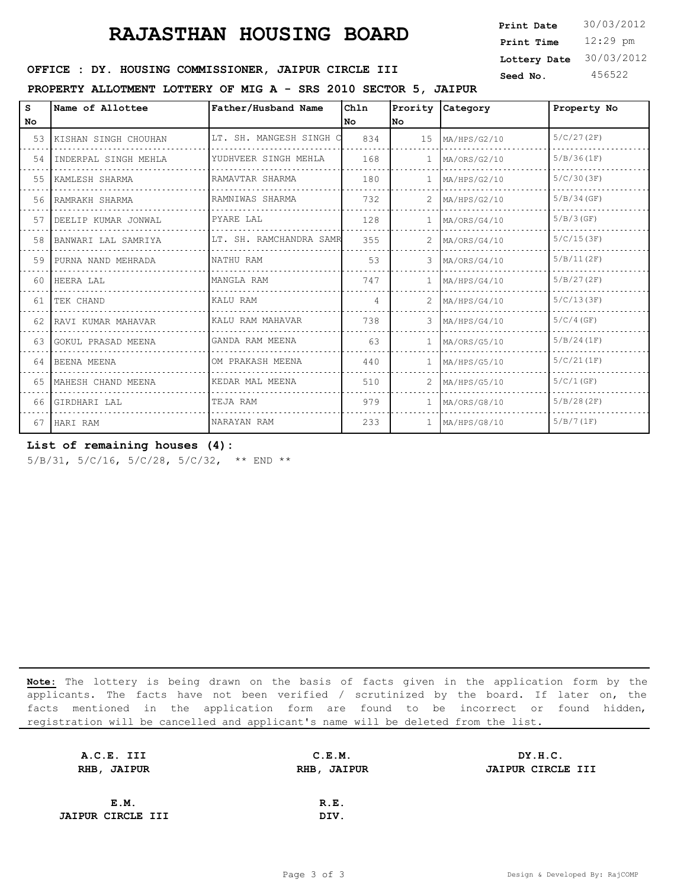# RAJASTHAN HOUSING BOARD

**Print Date** 30/03/2012
**Print Time** 12:29 pm
**Lottery Date** 30/03/2012
**Seed No.** 456522

**OFFICE : DY. HOUSING COMMISSIONER, JAIPUR CIRCLE III**

**PROPERTY ALLOTMENT LOTTERY OF MIG A - SRS 2010 SECTOR 5, JAIPUR**

| S No | Name of Allottee | Father/Husband Name | Chln No | Prority No | Category | Property No |
|---|---|---|---|---|---|---|
| 53 | KISHAN SINGH CHOUHAN | LT. SH. MANGESH SINGH C | 834 | 15 | MA/HPS/G2/10 | 5/C/27(2F) |
| 54 | INDERPAL SINGH MEHLA | YUDHVEER SINGH MEHLA | 168 | 1 | MA/ORS/G2/10 | 5/B/36(1F) |
| 55 | KAMLESH SHARMA | RAMAVTAR SHARMA | 180 | 1 | MA/HPS/G2/10 | 5/C/30(3F) |
| 56 | RAMRAKH SHARMA | RAMNIWAS SHARMA | 732 | 2 | MA/HPS/G2/10 | 5/B/34(GF) |
| 57 | DEELIP KUMAR JONWAL | PYARE LAL | 128 | 1 | MA/ORS/G4/10 | 5/B/3(GF) |
| 58 | BANWARI LAL SAMRIYA | LT. SH. RAMCHANDRA SAMR | 355 | 2 | MA/ORS/G4/10 | 5/C/15(3F) |
| 59 | PURNA NAND MEHRADA | NATHU RAM | 53 | 3 | MA/ORS/G4/10 | 5/B/11(2F) |
| 60 | HEERA LAL | MANGLA RAM | 747 | 1 | MA/HPS/G4/10 | 5/B/27(2F) |
| 61 | TEK CHAND | KALU RAM | 4 | 2 | MA/HPS/G4/10 | 5/C/13(3F) |
| 62 | RAVI KUMAR MAHAVAR | KALU RAM MAHAVAR | 738 | 3 | MA/HPS/G4/10 | 5/C/4(GF) |
| 63 | GOKUL PRASAD MEENA | GANDA RAM MEENA | 63 | 1 | MA/ORS/G5/10 | 5/B/24(1F) |
| 64 | BEENA MEENA | OM PRAKASH MEENA | 440 | 1 | MA/HPS/G5/10 | 5/C/21(1F) |
| 65 | MAHESH CHAND MEENA | KEDAR MAL MEENA | 510 | 2 | MA/HPS/G5/10 | 5/C/1(GF) |
| 66 | GIRDHARI LAL | TEJA RAM | 979 | 1 | MA/ORS/G8/10 | 5/B/28(2F) |
| 67 | HARI RAM | NARAYAN RAM | 233 | 1 | MA/HPS/G8/10 | 5/B/7(1F) |

**List of remaining houses (4):**

5/B/31, 5/C/16, 5/C/28, 5/C/32, ** END **

**Note:** The lottery is being drawn on the basis of facts given in the application form by the applicants. The facts have not been verified / scrutinized by the board. If later on, the facts mentioned in the application form are found to be incorrect or found hidden, registration will be cancelled and applicant's name will be deleted from the list.

**A.C.E. III**
**RHB, JAIPUR**

**C.E.M.**
**RHB, JAIPUR**

**DY.H.C.**
**JAIPUR CIRCLE III**

**E.M.**
**JAIPUR CIRCLE III**

**R.E.**
**DIV.**

Design & Developed By: RajCOMP